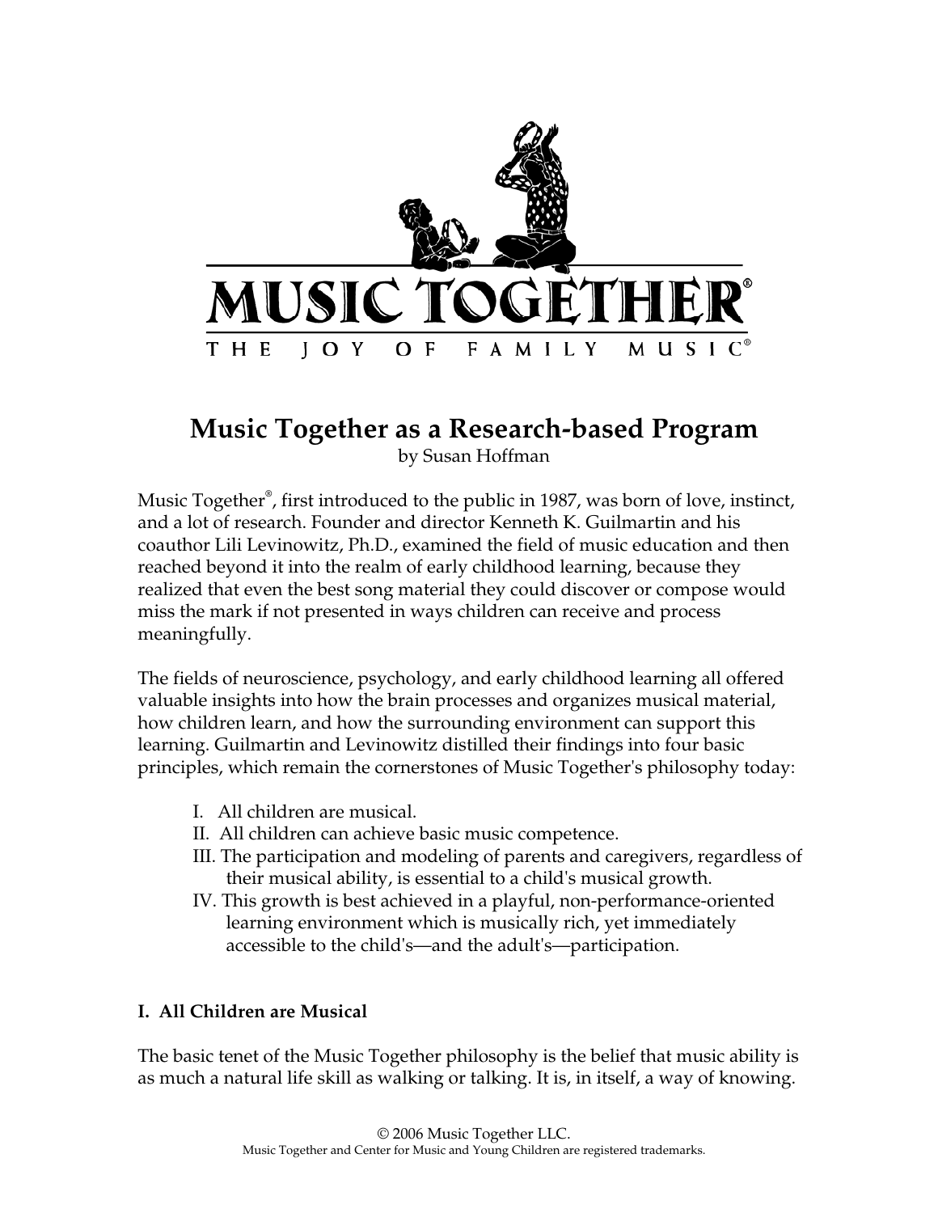MUSIC TOGETHER®

THE JOY OF FAMILY MUSIC®

# Music Together as a Research-based Program

by Susan Hoffman

Music Together®, first introduced to the public in 1987, was born of love, instinct, and a lot of research. Founder and director Kenneth K. Guilmartin and his coauthor Lili Levinowitz, Ph.D., examined the field of music education and then reached beyond it into the realm of early childhood learning, because they realized that even the best song material they could discover or compose would miss the mark if not presented in ways children can receive and process meaningfully.

The fields of neuroscience, psychology, and early childhood learning all offered valuable insights into how the brain processes and organizes musical material, how children learn, and how the surrounding environment can support this learning. Guilmartin and Levinowitz distilled their findings into four basic principles, which remain the cornerstones of Music Together's philosophy today:

I. All children are musical.
II. All children can achieve basic music competence.
III. The participation and modeling of parents and caregivers, regardless of their musical ability, is essential to a child's musical growth.
IV. This growth is best achieved in a playful, non-performance-oriented learning environment which is musically rich, yet immediately accessible to the child's—and the adult's—participation.

## I. All Children are Musical

The basic tenet of the Music Together philosophy is the belief that music ability is as much a natural life skill as walking or talking. It is, in itself, a way of knowing.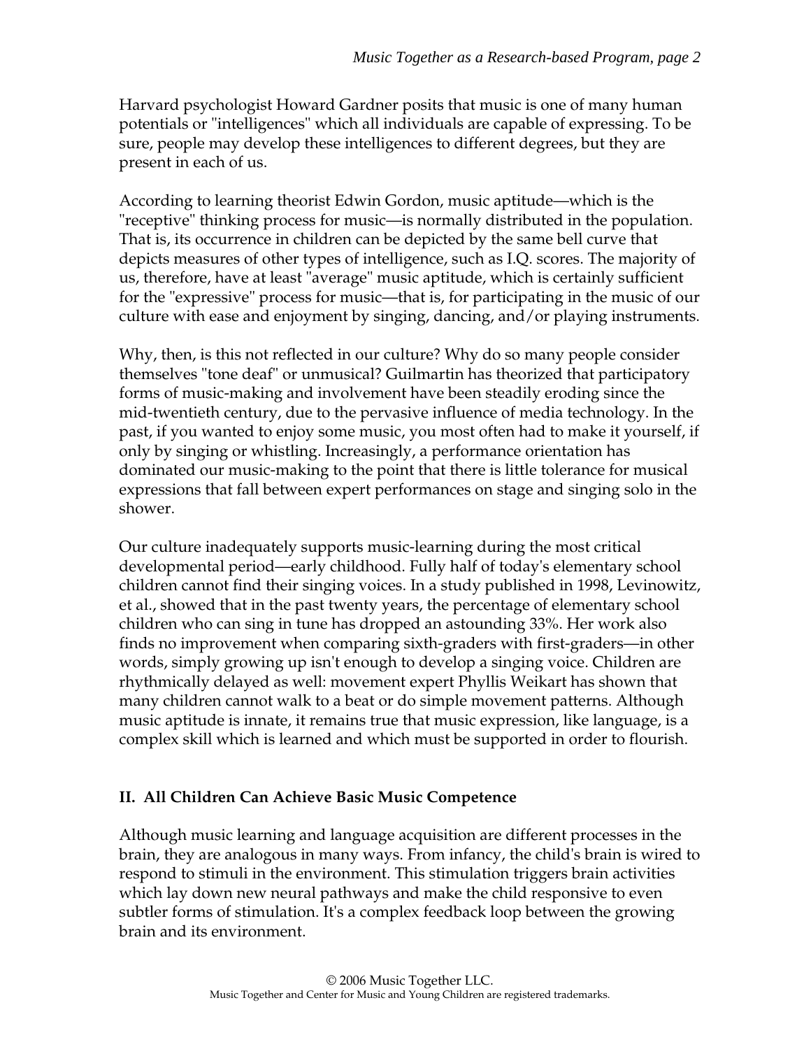Harvard psychologist Howard Gardner posits that music is one of many human potentials or "intelligences" which all individuals are capable of expressing. To be sure, people may develop these intelligences to different degrees, but they are present in each of us.

According to learning theorist Edwin Gordon, music aptitude—which is the "receptive" thinking process for music—is normally distributed in the population. That is, its occurrence in children can be depicted by the same bell curve that depicts measures of other types of intelligence, such as I.Q. scores. The majority of us, therefore, have at least "average" music aptitude, which is certainly sufficient for the "expressive" process for music—that is, for participating in the music of our culture with ease and enjoyment by singing, dancing, and/or playing instruments.

Why, then, is this not reflected in our culture? Why do so many people consider themselves "tone deaf" or unmusical? Guilmartin has theorized that participatory forms of music-making and involvement have been steadily eroding since the mid-twentieth century, due to the pervasive influence of media technology. In the past, if you wanted to enjoy some music, you most often had to make it yourself, if only by singing or whistling. Increasingly, a performance orientation has dominated our music-making to the point that there is little tolerance for musical expressions that fall between expert performances on stage and singing solo in the shower.

Our culture inadequately supports music-learning during the most critical developmental period—early childhood. Fully half of today's elementary school children cannot find their singing voices. In a study published in 1998, Levinowitz, et al., showed that in the past twenty years, the percentage of elementary school children who can sing in tune has dropped an astounding 33%. Her work also finds no improvement when comparing sixth-graders with first-graders—in other words, simply growing up isn't enough to develop a singing voice. Children are rhythmically delayed as well: movement expert Phyllis Weikart has shown that many children cannot walk to a beat or do simple movement patterns. Although music aptitude is innate, it remains true that music expression, like language, is a complex skill which is learned and which must be supported in order to flourish.

## II. All Children Can Achieve Basic Music Competence

Although music learning and language acquisition are different processes in the brain, they are analogous in many ways. From infancy, the child's brain is wired to respond to stimuli in the environment. This stimulation triggers brain activities which lay down new neural pathways and make the child responsive to even subtler forms of stimulation. It's a complex feedback loop between the growing brain and its environment.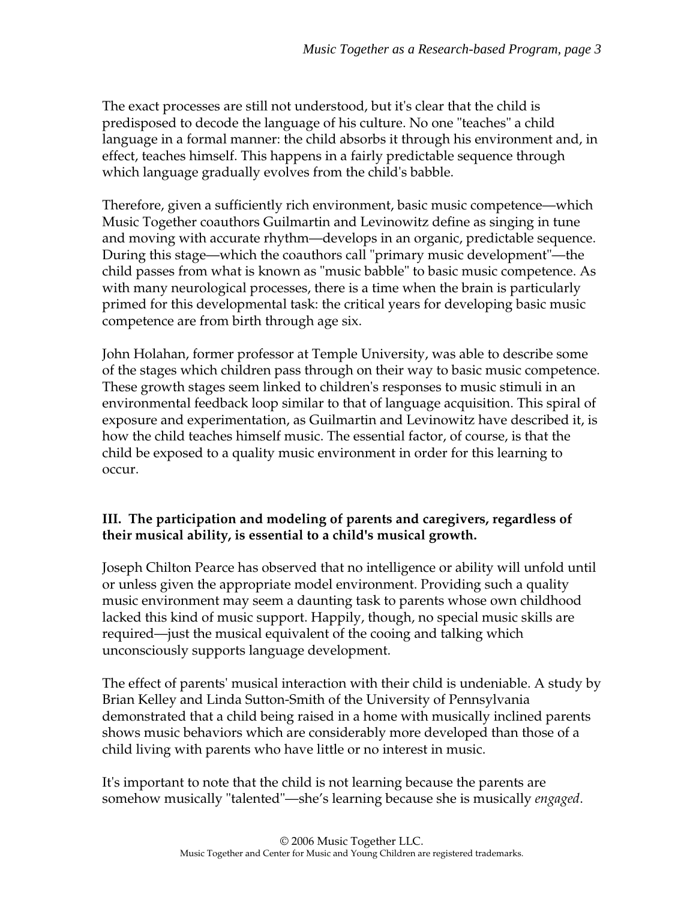The exact processes are still not understood, but it's clear that the child is predisposed to decode the language of his culture. No one "teaches" a child language in a formal manner: the child absorbs it through his environment and, in effect, teaches himself. This happens in a fairly predictable sequence through which language gradually evolves from the child's babble.

Therefore, given a sufficiently rich environment, basic music competence—which Music Together coauthors Guilmartin and Levinowitz define as singing in tune and moving with accurate rhythm—develops in an organic, predictable sequence. During this stage—which the coauthors call "primary music development"—the child passes from what is known as "music babble" to basic music competence. As with many neurological processes, there is a time when the brain is particularly primed for this developmental task: the critical years for developing basic music competence are from birth through age six.

John Holahan, former professor at Temple University, was able to describe some of the stages which children pass through on their way to basic music competence. These growth stages seem linked to children's responses to music stimuli in an environmental feedback loop similar to that of language acquisition. This spiral of exposure and experimentation, as Guilmartin and Levinowitz have described it, is how the child teaches himself music. The essential factor, of course, is that the child be exposed to a quality music environment in order for this learning to occur.

### III. The participation and modeling of parents and caregivers, regardless of their musical ability, is essential to a child's musical growth.

Joseph Chilton Pearce has observed that no intelligence or ability will unfold until or unless given the appropriate model environment. Providing such a quality music environment may seem a daunting task to parents whose own childhood lacked this kind of music support. Happily, though, no special music skills are required—just the musical equivalent of the cooing and talking which unconsciously supports language development.

The effect of parents' musical interaction with their child is undeniable. A study by Brian Kelley and Linda Sutton-Smith of the University of Pennsylvania demonstrated that a child being raised in a home with musically inclined parents shows music behaviors which are considerably more developed than those of a child living with parents who have little or no interest in music.

It's important to note that the child is not learning because the parents are somehow musically "talented"—she's learning because she is musically *engaged*.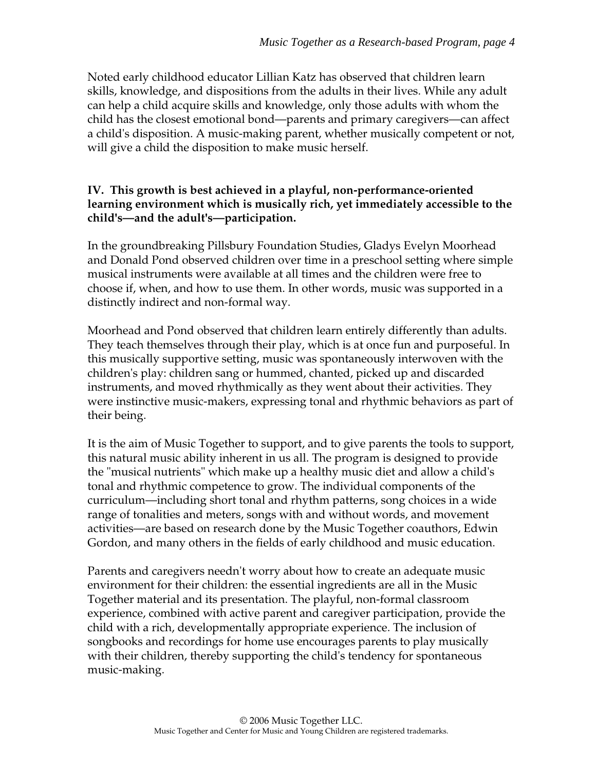Noted early childhood educator Lillian Katz has observed that children learn skills, knowledge, and dispositions from the adults in their lives. While any adult can help a child acquire skills and knowledge, only those adults with whom the child has the closest emotional bond—parents and primary caregivers—can affect a child's disposition. A music-making parent, whether musically competent or not, will give a child the disposition to make music herself.

**IV. This growth is best achieved in a playful, non-performance-oriented learning environment which is musically rich, yet immediately accessible to the child's—and the adult's—participation.**

In the groundbreaking Pillsbury Foundation Studies, Gladys Evelyn Moorhead and Donald Pond observed children over time in a preschool setting where simple musical instruments were available at all times and the children were free to choose if, when, and how to use them. In other words, music was supported in a distinctly indirect and non-formal way.

Moorhead and Pond observed that children learn entirely differently than adults. They teach themselves through their play, which is at once fun and purposeful. In this musically supportive setting, music was spontaneously interwoven with the children's play: children sang or hummed, chanted, picked up and discarded instruments, and moved rhythmically as they went about their activities. They were instinctive music-makers, expressing tonal and rhythmic behaviors as part of their being.

It is the aim of Music Together to support, and to give parents the tools to support, this natural music ability inherent in us all. The program is designed to provide the "musical nutrients" which make up a healthy music diet and allow a child's tonal and rhythmic competence to grow. The individual components of the curriculum—including short tonal and rhythm patterns, song choices in a wide range of tonalities and meters, songs with and without words, and movement activities—are based on research done by the Music Together coauthors, Edwin Gordon, and many others in the fields of early childhood and music education.

Parents and caregivers needn't worry about how to create an adequate music environment for their children: the essential ingredients are all in the Music Together material and its presentation. The playful, non-formal classroom experience, combined with active parent and caregiver participation, provide the child with a rich, developmentally appropriate experience. The inclusion of songbooks and recordings for home use encourages parents to play musically with their children, thereby supporting the child's tendency for spontaneous music-making.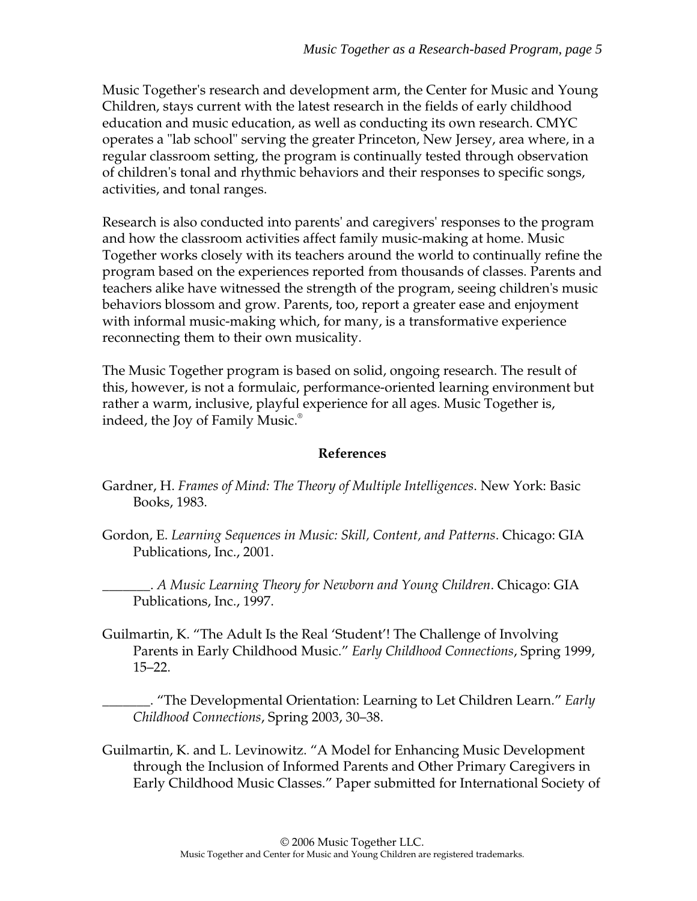Music Together's research and development arm, the Center for Music and Young Children, stays current with the latest research in the fields of early childhood education and music education, as well as conducting its own research. CMYC operates a "lab school" serving the greater Princeton, New Jersey, area where, in a regular classroom setting, the program is continually tested through observation of children's tonal and rhythmic behaviors and their responses to specific songs, activities, and tonal ranges.

Research is also conducted into parents' and caregivers' responses to the program and how the classroom activities affect family music-making at home. Music Together works closely with its teachers around the world to continually refine the program based on the experiences reported from thousands of classes. Parents and teachers alike have witnessed the strength of the program, seeing children's music behaviors blossom and grow. Parents, too, report a greater ease and enjoyment with informal music-making which, for many, is a transformative experience reconnecting them to their own musicality.

The Music Together program is based on solid, ongoing research. The result of this, however, is not a formulaic, performance-oriented learning environment but rather a warm, inclusive, playful experience for all ages. Music Together is, indeed, the Joy of Family Music.®

## References

Gardner, H. *Frames of Mind: The Theory of Multiple Intelligences*. New York: Basic Books, 1983.

Gordon, E. *Learning Sequences in Music: Skill, Content, and Patterns*. Chicago: GIA Publications, Inc., 2001.

_______. *A Music Learning Theory for Newborn and Young Children*. Chicago: GIA Publications, Inc., 1997.

Guilmartin, K. "The Adult Is the Real 'Student'! The Challenge of Involving Parents in Early Childhood Music." *Early Childhood Connections*, Spring 1999, 15–22.

_______. "The Developmental Orientation: Learning to Let Children Learn." *Early Childhood Connections*, Spring 2003, 30–38.

Guilmartin, K. and L. Levinowitz. "A Model for Enhancing Music Development through the Inclusion of Informed Parents and Other Primary Caregivers in Early Childhood Music Classes." Paper submitted for International Society of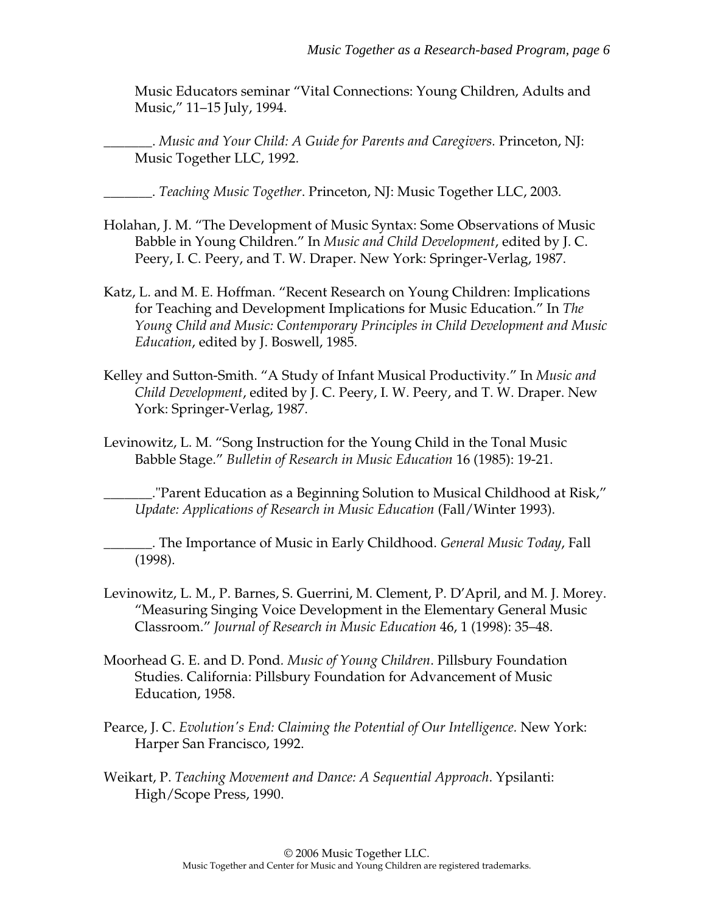Music Educators seminar “Vital Connections: Young Children, Adults and Music,” 11–15 July, 1994.

_______. *Music and Your Child: A Guide for Parents and Caregivers.* Princeton, NJ: Music Together LLC, 1992.

_______. *Teaching Music Together*. Princeton, NJ: Music Together LLC, 2003.

Holahan, J. M. “The Development of Music Syntax: Some Observations of Music Babble in Young Children.” In *Music and Child Development*, edited by J. C. Peery, I. C. Peery, and T. W. Draper. New York: Springer-Verlag, 1987.

Katz, L. and M. E. Hoffman. “Recent Research on Young Children: Implications for Teaching and Development Implications for Music Education.” In *The Young Child and Music: Contemporary Principles in Child Development and Music Education*, edited by J. Boswell, 1985.

Kelley and Sutton-Smith. “A Study of Infant Musical Productivity.” In *Music and Child Development*, edited by J. C. Peery, I. W. Peery, and T. W. Draper. New York: Springer-Verlag, 1987.

Levinowitz, L. M. “Song Instruction for the Young Child in the Tonal Music Babble Stage.” *Bulletin of Research in Music Education* 16 (1985): 19-21.

_______."Parent Education as a Beginning Solution to Musical Childhood at Risk,” *Update: Applications of Research in Music Education* (Fall/Winter 1993).

_______. The Importance of Music in Early Childhood. *General Music Today*, Fall (1998).

Levinowitz, L. M., P. Barnes, S. Guerrini, M. Clement, P. D’April, and M. J. Morey. “Measuring Singing Voice Development in the Elementary General Music Classroom.” *Journal of Research in Music Education* 46, 1 (1998): 35–48.

Moorhead G. E. and D. Pond. *Music of Young Children*. Pillsbury Foundation Studies. California: Pillsbury Foundation for Advancement of Music Education, 1958.

Pearce, J. C. *Evolution’s End: Claiming the Potential of Our Intelligence.* New York: Harper San Francisco, 1992.

Weikart, P. *Teaching Movement and Dance: A Sequential Approach*. Ypsilanti: High/Scope Press, 1990.

© 2006 Music Together LLC.
Music Together and Center for Music and Young Children are registered trademarks.